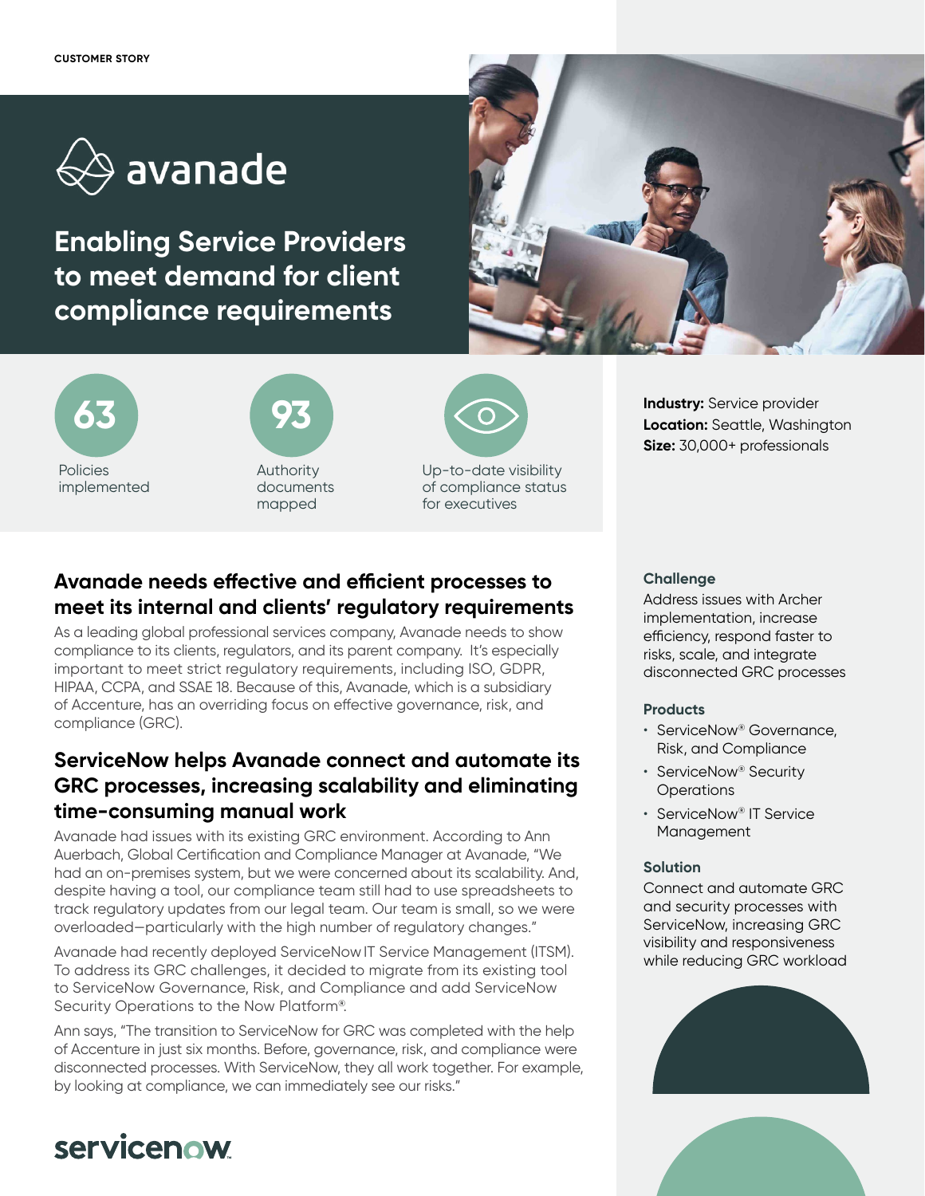CUSTOMER STORY

avanade

# Enabling Service Providers to meet demand for client compliance requirements

**63**
Policies implemented

**93**
Authority documents mapped

Up-to-date visibility of compliance status for executives

**Industry:** Service provider
**Location:** Seattle, Washington
**Size:** 30,000+ professionals

## Avanade needs effective and efficient processes to meet its internal and clients' regulatory requirements

As a leading global professional services company, Avanade needs to show compliance to its clients, regulators, and its parent company. It's especially important to meet strict regulatory requirements, including ISO, GDPR, HIPAA, CCPA, and SSAE 18. Because of this, Avanade, which is a subsidiary of Accenture, has an overriding focus on effective governance, risk, and compliance (GRC).

## ServiceNow helps Avanade connect and automate its GRC processes, increasing scalability and eliminating time-consuming manual work

Avanade had issues with its existing GRC environment. According to Ann Auerbach, Global Certification and Compliance Manager at Avanade, "We had an on-premises system, but we were concerned about its scalability. And, despite having a tool, our compliance team still had to use spreadsheets to track regulatory updates from our legal team. Our team is small, so we were overloaded—particularly with the high number of regulatory changes."

Avanade had recently deployed ServiceNow IT Service Management (ITSM). To address its GRC challenges, it decided to migrate from its existing tool to ServiceNow Governance, Risk, and Compliance and add ServiceNow Security Operations to the Now Platform®.

Ann says, "The transition to ServiceNow for GRC was completed with the help of Accenture in just six months. Before, governance, risk, and compliance were disconnected processes. With ServiceNow, they all work together. For example, by looking at compliance, we can immediately see our risks."

### Challenge

Address issues with Archer implementation, increase efficiency, respond faster to risks, scale, and integrate disconnected GRC processes

### Products

- ServiceNow® Governance, Risk, and Compliance
- ServiceNow® Security Operations
- ServiceNow® IT Service Management

### Solution

Connect and automate GRC and security processes with ServiceNow, increasing GRC visibility and responsiveness while reducing GRC workload

servicenow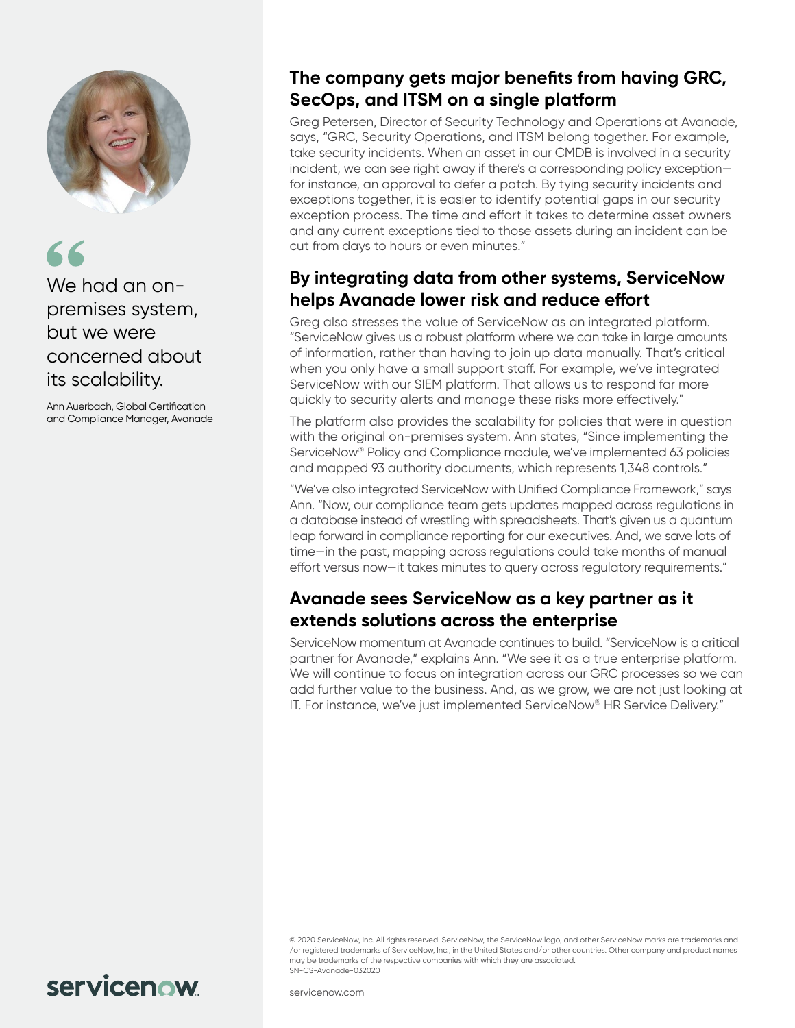> We had an on-premises system, but we were concerned about its scalability.
>
> Ann Auerbach, Global Certification and Compliance Manager, Avanade

## The company gets major benefits from having GRC, SecOps, and ITSM on a single platform

Greg Petersen, Director of Security Technology and Operations at Avanade, says, "GRC, Security Operations, and ITSM belong together. For example, take security incidents. When an asset in our CMDB is involved in a security incident, we can see right away if there's a corresponding policy exception—for instance, an approval to defer a patch. By tying security incidents and exceptions together, it is easier to identify potential gaps in our security exception process. The time and effort it takes to determine asset owners and any current exceptions tied to those assets during an incident can be cut from days to hours or even minutes."

## By integrating data from other systems, ServiceNow helps Avanade lower risk and reduce effort

Greg also stresses the value of ServiceNow as an integrated platform. "ServiceNow gives us a robust platform where we can take in large amounts of information, rather than having to join up data manually. That's critical when you only have a small support staff. For example, we've integrated ServiceNow with our SIEM platform. That allows us to respond far more quickly to security alerts and manage these risks more effectively."

The platform also provides the scalability for policies that were in question with the original on-premises system. Ann states, "Since implementing the ServiceNow® Policy and Compliance module, we've implemented 63 policies and mapped 93 authority documents, which represents 1,348 controls."

"We've also integrated ServiceNow with Unified Compliance Framework," says Ann. "Now, our compliance team gets updates mapped across regulations in a database instead of wrestling with spreadsheets. That's given us a quantum leap forward in compliance reporting for our executives. And, we save lots of time—in the past, mapping across regulations could take months of manual effort versus now—it takes minutes to query across regulatory requirements."

## Avanade sees ServiceNow as a key partner as it extends solutions across the enterprise

ServiceNow momentum at Avanade continues to build. "ServiceNow is a critical partner for Avanade," explains Ann. "We see it as a true enterprise platform. We will continue to focus on integration across our GRC processes so we can add further value to the business. And, as we grow, we are not just looking at IT. For instance, we've just implemented ServiceNow® HR Service Delivery."

© 2020 ServiceNow, Inc. All rights reserved. ServiceNow, the ServiceNow logo, and other ServiceNow marks are trademarks and /or registered trademarks of ServiceNow, Inc., in the United States and/or other countries. Other company and product names may be trademarks of the respective companies with which they are associated.
SN-CS-Avanade-032020

servicenow

servicenow.com